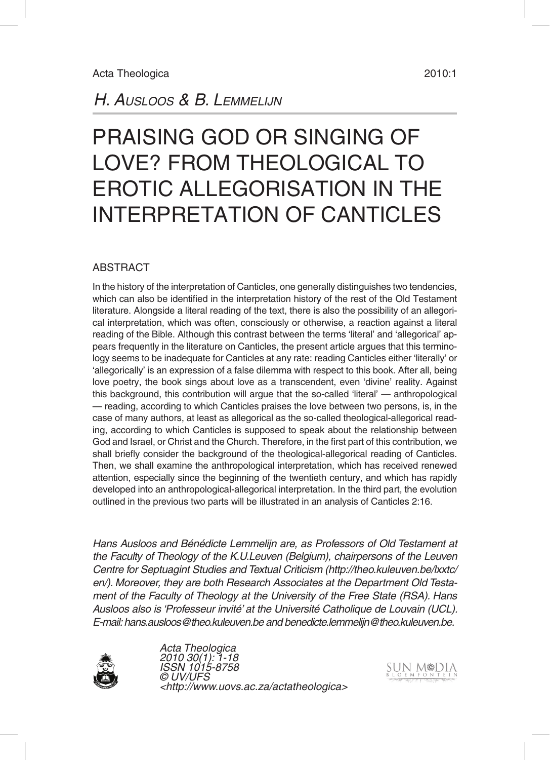*H. Ausloos & B. Lemmelijn*

# PRAISING GOD OR SINGING OF LOVE? FROM THEOLOGICAL TO EROTIC ALLEGORISATION IN THE INTERPRETATION OF CANTICLES

## ABSTRACT

In the history of the interpretation of Canticles, one generally distinguishes two tendencies, which can also be identified in the interpretation history of the rest of the Old Testament literature. Alongside a literal reading of the text, there is also the possibility of an allegorical interpretation, which was often, consciously or otherwise, a reaction against a literal reading of the Bible. Although this contrast between the terms 'literal' and 'allegorical' appears frequently in the literature on Canticles, the present article argues that this terminology seems to be inadequate for Canticles at any rate: reading Canticles either 'literally' or 'allegorically' is an expression of a false dilemma with respect to this book. After all, being love poetry, the book sings about love as a transcendent, even 'divine' reality. Against this background, this contribution will argue that the so-called 'literal' — anthropological — reading, according to which Canticles praises the love between two persons, is, in the case of many authors, at least as allegorical as the so-called theological-allegorical reading, according to which Canticles is supposed to speak about the relationship between God and Israel, or Christ and the Church. Therefore, in the first part of this contribution, we shall briefly consider the background of the theological-allegorical reading of Canticles. Then, we shall examine the anthropological interpretation, which has received renewed attention, especially since the beginning of the twentieth century, and which has rapidly developed into an anthropological-allegorical interpretation. In the third part, the evolution outlined in the previous two parts will be illustrated in an analysis of Canticles 2:16.

*Hans Ausloos and Bénédicte Lemmelijn are, as Professors of Old Testament at the Faculty of Theology of the K.U.Leuven (Belgium), chairpersons of the Leuven Centre for Septuagint Studies and Textual Criticism (http://theo.kuleuven.be/lxxtc/en/). Moreover, they are both Research Associates at the Department Old Testament of the Faculty of Theology at the University of the Free State (RSA). Hans Ausloos also is 'Professeur invité' at the Université Catholique de Louvain (UCL). E-mail: hans.ausloos@theo.kuleuven.be and benedicte.lemmelijn@theo.kuleuven.be.*

*Acta Theologica*
*2010 30(1): 1-18*
*ISSN 1015-8758*
*© UV/UFS*
*<http://www.uovs.ac.za/actatheologica>*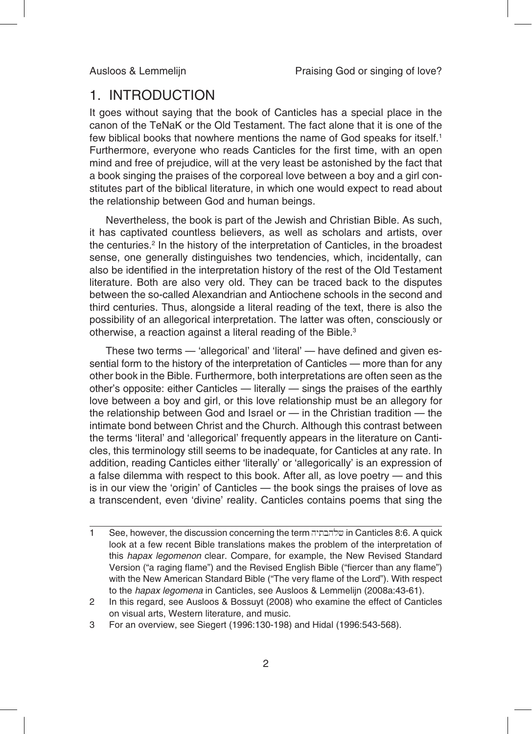## 1. INTRODUCTION

It goes without saying that the book of Canticles has a special place in the canon of the TeNaK or the Old Testament. The fact alone that it is one of the few biblical books that nowhere mentions the name of God speaks for itself.[1] Furthermore, everyone who reads Canticles for the first time, with an open mind and free of prejudice, will at the very least be astonished by the fact that a book singing the praises of the corporeal love between a boy and a girl constitutes part of the biblical literature, in which one would expect to read about the relationship between God and human beings.

Nevertheless, the book is part of the Jewish and Christian Bible. As such, it has captivated countless believers, as well as scholars and artists, over the centuries.[2] In the history of the interpretation of Canticles, in the broadest sense, one generally distinguishes two tendencies, which, incidentally, can also be identified in the interpretation history of the rest of the Old Testament literature. Both are also very old. They can be traced back to the disputes between the so-called Alexandrian and Antiochene schools in the second and third centuries. Thus, alongside a literal reading of the text, there is also the possibility of an allegorical interpretation. The latter was often, consciously or otherwise, a reaction against a literal reading of the Bible.[3]

These two terms — 'allegorical' and 'literal' — have defined and given essential form to the history of the interpretation of Canticles — more than for any other book in the Bible. Furthermore, both interpretations are often seen as the other's opposite: either Canticles — literally — sings the praises of the earthly love between a boy and girl, or this love relationship must be an allegory for the relationship between God and Israel or — in the Christian tradition — the intimate bond between Christ and the Church. Although this contrast between the terms 'literal' and 'allegorical' frequently appears in the literature on Canticles, this terminology still seems to be inadequate, for Canticles at any rate. In addition, reading Canticles either 'literally' or 'allegorically' is an expression of a false dilemma with respect to this book. After all, as love poetry — and this is in our view the 'origin' of Canticles — the book sings the praises of love as a transcendent, even 'divine' reality. Canticles contains poems that sing the

---

1 See, however, the discussion concerning the term שלהבתיה in Canticles 8:6. A quick look at a few recent Bible translations makes the problem of the interpretation of this *hapax legomenon* clear. Compare, for example, the New Revised Standard Version ("a raging flame") and the Revised English Bible ("fiercer than any flame") with the New American Standard Bible ("The very flame of the Lord"). With respect to the *hapax legomena* in Canticles, see Ausloos & Lemmelijn (2008a:43-61).

2 In this regard, see Ausloos & Bossuyt (2008) who examine the effect of Canticles on visual arts, Western literature, and music.

3 For an overview, see Siegert (1996:130-198) and Hidal (1996:543-568).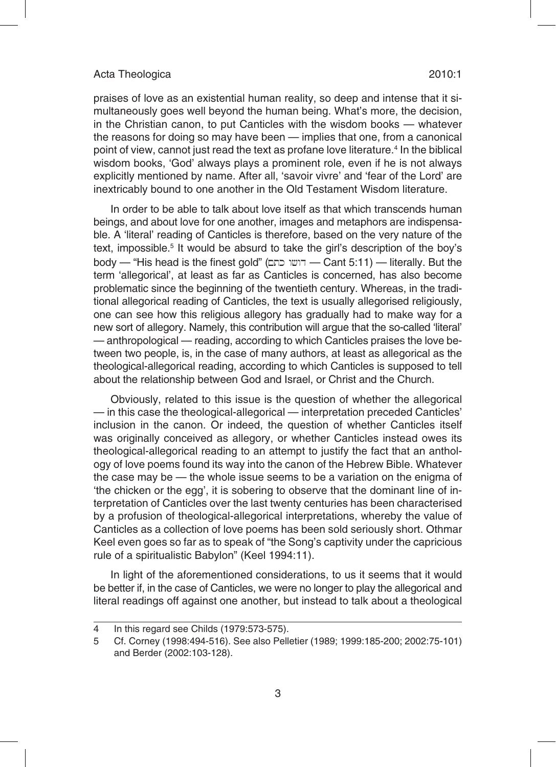praises of love as an existential human reality, so deep and intense that it simultaneously goes well beyond the human being. What's more, the decision, in the Christian canon, to put Canticles with the wisdom books — whatever the reasons for doing so may have been — implies that one, from a canonical point of view, cannot just read the text as profane love literature.[4] In the biblical wisdom books, 'God' always plays a prominent role, even if he is not always explicitly mentioned by name. After all, 'savoir vivre' and 'fear of the Lord' are inextricably bound to one another in the Old Testament Wisdom literature.

In order to be able to talk about love itself as that which transcends human beings, and about love for one another, images and metaphors are indispensable. A 'literal' reading of Canticles is therefore, based on the very nature of the text, impossible.[5] It would be absurd to take the girl's description of the boy's body — "His head is the finest gold" (ראשׁו כתם — Cant 5:11) — literally. But the term 'allegorical', at least as far as Canticles is concerned, has also become problematic since the beginning of the twentieth century. Whereas, in the traditional allegorical reading of Canticles, the text is usually allegorised religiously, one can see how this religious allegory has gradually had to make way for a new sort of allegory. Namely, this contribution will argue that the so-called 'literal' — anthropological — reading, according to which Canticles praises the love between two people, is, in the case of many authors, at least as allegorical as the theological-allegorical reading, according to which Canticles is supposed to tell about the relationship between God and Israel, or Christ and the Church.

Obviously, related to this issue is the question of whether the allegorical — in this case the theological-allegorical — interpretation preceded Canticles' inclusion in the canon. Or indeed, the question of whether Canticles itself was originally conceived as allegory, or whether Canticles instead owes its theological-allegorical reading to an attempt to justify the fact that an anthology of love poems found its way into the canon of the Hebrew Bible. Whatever the case may be — the whole issue seems to be a variation on the enigma of 'the chicken or the egg', it is sobering to observe that the dominant line of interpretation of Canticles over the last twenty centuries has been characterised by a profusion of theological-allegorical interpretations, whereby the value of Canticles as a collection of love poems has been sold seriously short. Othmar Keel even goes so far as to speak of "the Song's captivity under the capricious rule of a spiritualistic Babylon" (Keel 1994:11).

In light of the aforementioned considerations, to us it seems that it would be better if, in the case of Canticles, we were no longer to play the allegorical and literal readings off against one another, but instead to talk about a theological

---

4 In this regard see Childs (1979:573-575).

5 Cf. Corney (1998:494-516). See also Pelletier (1989; 1999:185-200; 2002:75-101) and Berder (2002:103-128).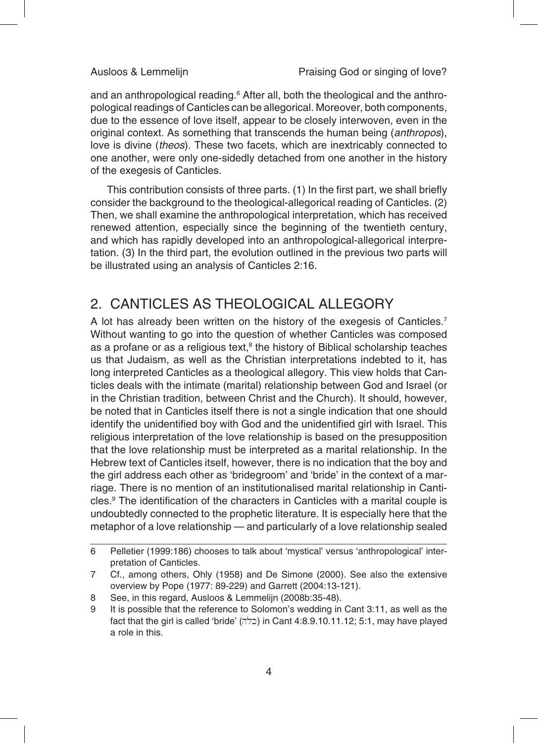and an anthropological reading.[6] After all, both the theological and the anthropological readings of Canticles can be allegorical. Moreover, both components, due to the essence of love itself, appear to be closely interwoven, even in the original context. As something that transcends the human being (*anthropos*), love is divine (*theos*). These two facets, which are inextricably connected to one another, were only one-sidedly detached from one another in the history of the exegesis of Canticles.

This contribution consists of three parts. (1) In the first part, we shall briefly consider the background to the theological-allegorical reading of Canticles. (2) Then, we shall examine the anthropological interpretation, which has received renewed attention, especially since the beginning of the twentieth century, and which has rapidly developed into an anthropological-allegorical interpretation. (3) In the third part, the evolution outlined in the previous two parts will be illustrated using an analysis of Canticles 2:16.

## 2. CANTICLES AS THEOLOGICAL ALLEGORY

A lot has already been written on the history of the exegesis of Canticles.[7] Without wanting to go into the question of whether Canticles was composed as a profane or as a religious text,[8] the history of Biblical scholarship teaches us that Judaism, as well as the Christian interpretations indebted to it, has long interpreted Canticles as a theological allegory. This view holds that Canticles deals with the intimate (marital) relationship between God and Israel (or in the Christian tradition, between Christ and the Church). It should, however, be noted that in Canticles itself there is not a single indication that one should identify the unidentified boy with God and the unidentified girl with Israel. This religious interpretation of the love relationship is based on the presupposition that the love relationship must be interpreted as a marital relationship. In the Hebrew text of Canticles itself, however, there is no indication that the boy and the girl address each other as 'bridegroom' and 'bride' in the context of a marriage. There is no mention of an institutionalised marital relationship in Canticles.[9] The identification of the characters in Canticles with a marital couple is undoubtedly connected to the prophetic literature. It is especially here that the metaphor of a love relationship — and particularly of a love relationship sealed

---

6 Pelletier (1999:186) chooses to talk about 'mystical' versus 'anthropological' interpretation of Canticles.

7 Cf., among others, Ohly (1958) and De Simone (2000). See also the extensive overview by Pope (1977: 89-229) and Garrett (2004:13-121).

8 See, in this regard, Ausloos & Lemmelijn (2008b:35-48).

9 It is possible that the reference to Solomon's wedding in Cant 3:11, as well as the fact that the girl is called 'bride' (כלה) in Cant 4:8.9.10.11.12; 5:1, may have played a role in this.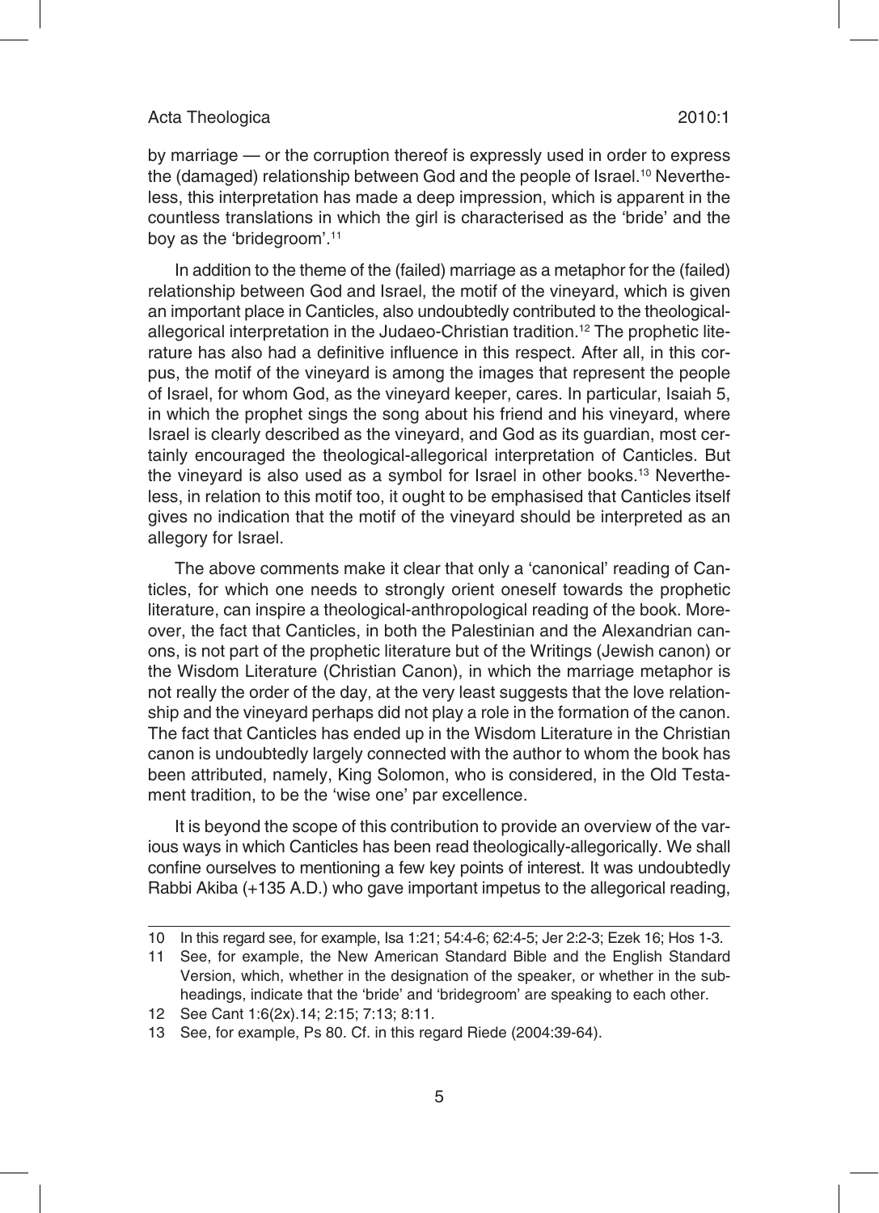by marriage — or the corruption thereof is expressly used in order to express the (damaged) relationship between God and the people of Israel.[10] Nevertheless, this interpretation has made a deep impression, which is apparent in the countless translations in which the girl is characterised as the 'bride' and the boy as the 'bridegroom'.[11]

In addition to the theme of the (failed) marriage as a metaphor for the (failed) relationship between God and Israel, the motif of the vineyard, which is given an important place in Canticles, also undoubtedly contributed to the theological-allegorical interpretation in the Judaeo-Christian tradition.[12] The prophetic literature has also had a definitive influence in this respect. After all, in this corpus, the motif of the vineyard is among the images that represent the people of Israel, for whom God, as the vineyard keeper, cares. In particular, Isaiah 5, in which the prophet sings the song about his friend and his vineyard, where Israel is clearly described as the vineyard, and God as its guardian, most certainly encouraged the theological-allegorical interpretation of Canticles. But the vineyard is also used as a symbol for Israel in other books.[13] Nevertheless, in relation to this motif too, it ought to be emphasised that Canticles itself gives no indication that the motif of the vineyard should be interpreted as an allegory for Israel.

The above comments make it clear that only a 'canonical' reading of Canticles, for which one needs to strongly orient oneself towards the prophetic literature, can inspire a theological-anthropological reading of the book. Moreover, the fact that Canticles, in both the Palestinian and the Alexandrian canons, is not part of the prophetic literature but of the Writings (Jewish canon) or the Wisdom Literature (Christian Canon), in which the marriage metaphor is not really the order of the day, at the very least suggests that the love relationship and the vineyard perhaps did not play a role in the formation of the canon. The fact that Canticles has ended up in the Wisdom Literature in the Christian canon is undoubtedly largely connected with the author to whom the book has been attributed, namely, King Solomon, who is considered, in the Old Testament tradition, to be the 'wise one' par excellence.

It is beyond the scope of this contribution to provide an overview of the various ways in which Canticles has been read theologically-allegorically. We shall confine ourselves to mentioning a few key points of interest. It was undoubtedly Rabbi Akiba (+135 A.D.) who gave important impetus to the allegorical reading,

---

10 In this regard see, for example, Isa 1:21; 54:4-6; 62:4-5; Jer 2:2-3; Ezek 16; Hos 1-3.

11 See, for example, the New American Standard Bible and the English Standard Version, which, whether in the designation of the speaker, or whether in the subheadings, indicate that the 'bride' and 'bridegroom' are speaking to each other.

12 See Cant 1:6(2x).14; 2:15; 7:13; 8:11.

13 See, for example, Ps 80. Cf. in this regard Riede (2004:39-64).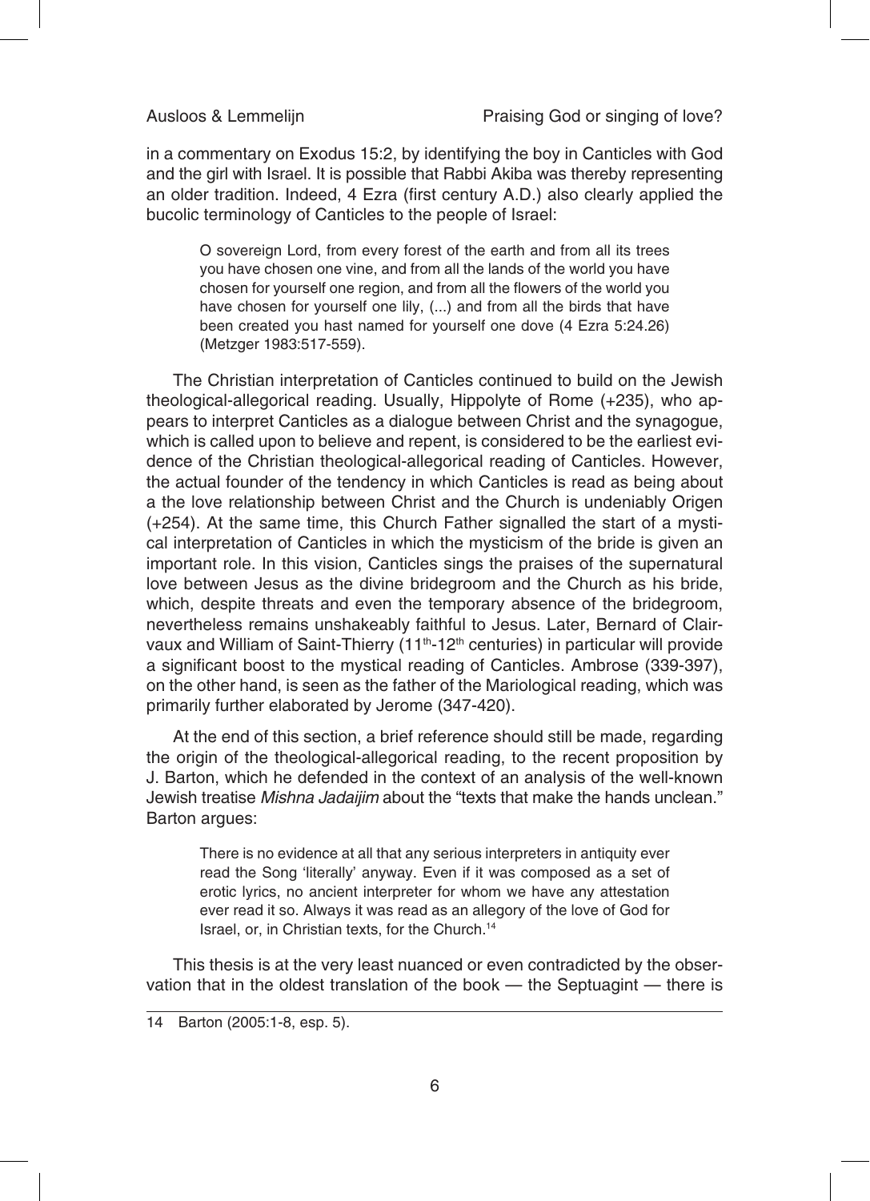in a commentary on Exodus 15:2, by identifying the boy in Canticles with God and the girl with Israel. It is possible that Rabbi Akiba was thereby representing an older tradition. Indeed, 4 Ezra (first century A.D.) also clearly applied the bucolic terminology of Canticles to the people of Israel:

> O sovereign Lord, from every forest of the earth and from all its trees you have chosen one vine, and from all the lands of the world you have chosen for yourself one region, and from all the flowers of the world you have chosen for yourself one lily, (...) and from all the birds that have been created you hast named for yourself one dove (4 Ezra 5:24.26) (Metzger 1983:517-559).

The Christian interpretation of Canticles continued to build on the Jewish theological-allegorical reading. Usually, Hippolyte of Rome (+235), who appears to interpret Canticles as a dialogue between Christ and the synagogue, which is called upon to believe and repent, is considered to be the earliest evidence of the Christian theological-allegorical reading of Canticles. However, the actual founder of the tendency in which Canticles is read as being about a the love relationship between Christ and the Church is undeniably Origen (+254). At the same time, this Church Father signalled the start of a mystical interpretation of Canticles in which the mysticism of the bride is given an important role. In this vision, Canticles sings the praises of the supernatural love between Jesus as the divine bridegroom and the Church as his bride, which, despite threats and even the temporary absence of the bridegroom, nevertheless remains unshakeably faithful to Jesus. Later, Bernard of Clairvaux and William of Saint-Thierry (11th-12th centuries) in particular will provide a significant boost to the mystical reading of Canticles. Ambrose (339-397), on the other hand, is seen as the father of the Mariological reading, which was primarily further elaborated by Jerome (347-420).

At the end of this section, a brief reference should still be made, regarding the origin of the theological-allegorical reading, to the recent proposition by J. Barton, which he defended in the context of an analysis of the well-known Jewish treatise *Mishna Jadaijim* about the "texts that make the hands unclean." Barton argues:

> There is no evidence at all that any serious interpreters in antiquity ever read the Song 'literally' anyway. Even if it was composed as a set of erotic lyrics, no ancient interpreter for whom we have any attestation ever read it so. Always it was read as an allegory of the love of God for Israel, or, in Christian texts, for the Church.[14]

This thesis is at the very least nuanced or even contradicted by the observation that in the oldest translation of the book — the Septuagint — there is

14 Barton (2005:1-8, esp. 5).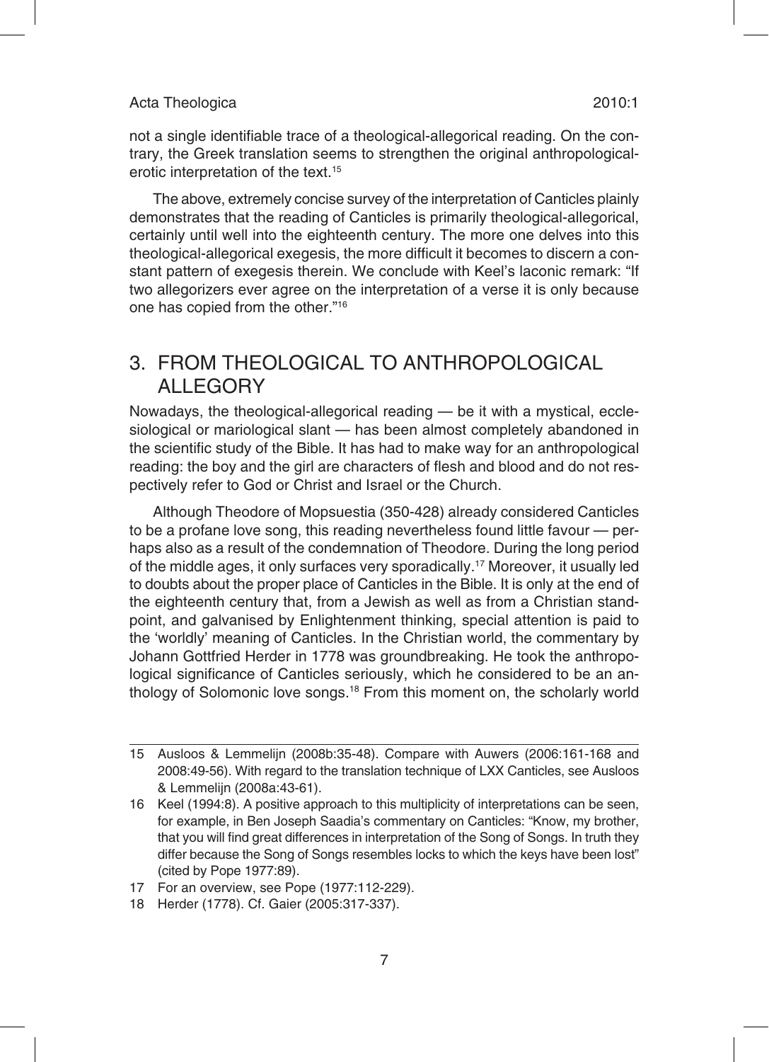not a single identifiable trace of a theological-allegorical reading. On the contrary, the Greek translation seems to strengthen the original anthropological-erotic interpretation of the text.[15]

The above, extremely concise survey of the interpretation of Canticles plainly demonstrates that the reading of Canticles is primarily theological-allegorical, certainly until well into the eighteenth century. The more one delves into this theological-allegorical exegesis, the more difficult it becomes to discern a constant pattern of exegesis therein. We conclude with Keel's laconic remark: "If two allegorizers ever agree on the interpretation of a verse it is only because one has copied from the other."[16]

## 3. FROM THEOLOGICAL TO ANTHROPOLOGICAL ALLEGORY

Nowadays, the theological-allegorical reading — be it with a mystical, ecclesiological or mariological slant — has been almost completely abandoned in the scientific study of the Bible. It has had to make way for an anthropological reading: the boy and the girl are characters of flesh and blood and do not respectively refer to God or Christ and Israel or the Church.

Although Theodore of Mopsuestia (350-428) already considered Canticles to be a profane love song, this reading nevertheless found little favour — perhaps also as a result of the condemnation of Theodore. During the long period of the middle ages, it only surfaces very sporadically.[17] Moreover, it usually led to doubts about the proper place of Canticles in the Bible. It is only at the end of the eighteenth century that, from a Jewish as well as from a Christian standpoint, and galvanised by Enlightenment thinking, special attention is paid to the 'worldly' meaning of Canticles. In the Christian world, the commentary by Johann Gottfried Herder in 1778 was groundbreaking. He took the anthropological significance of Canticles seriously, which he considered to be an anthology of Solomonic love songs.[18] From this moment on, the scholarly world

---

15 Ausloos & Lemmelijn (2008b:35-48). Compare with Auwers (2006:161-168 and 2008:49-56). With regard to the translation technique of LXX Canticles, see Ausloos & Lemmelijn (2008a:43-61).

16 Keel (1994:8). A positive approach to this multiplicity of interpretations can be seen, for example, in Ben Joseph Saadia's commentary on Canticles: "Know, my brother, that you will find great differences in interpretation of the Song of Songs. In truth they differ because the Song of Songs resembles locks to which the keys have been lost" (cited by Pope 1977:89).

17 For an overview, see Pope (1977:112-229).

18 Herder (1778). Cf. Gaier (2005:317-337).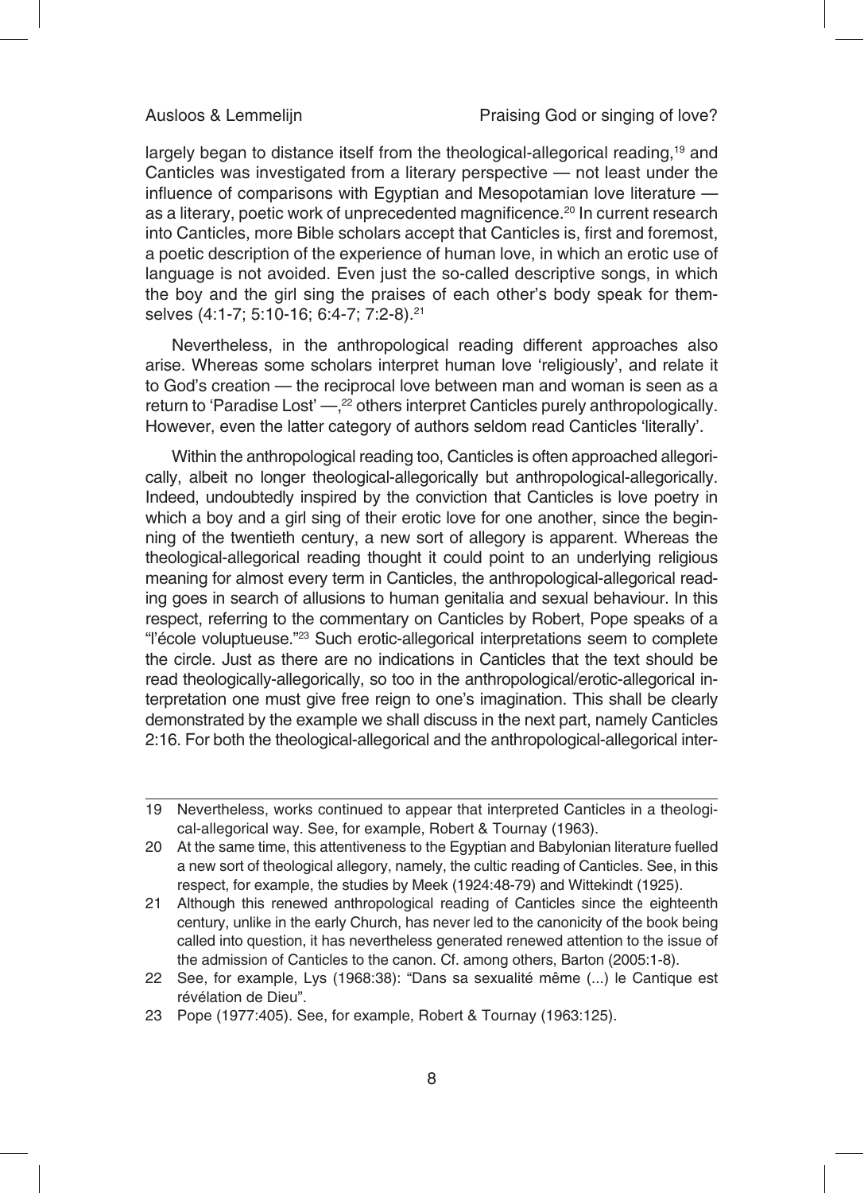largely began to distance itself from the theological-allegorical reading,[19] and Canticles was investigated from a literary perspective — not least under the influence of comparisons with Egyptian and Mesopotamian love literature — as a literary, poetic work of unprecedented magnificence.[20] In current research into Canticles, more Bible scholars accept that Canticles is, first and foremost, a poetic description of the experience of human love, in which an erotic use of language is not avoided. Even just the so-called descriptive songs, in which the boy and the girl sing the praises of each other's body speak for themselves (4:1-7; 5:10-16; 6:4-7; 7:2-8).[21]

Nevertheless, in the anthropological reading different approaches also arise. Whereas some scholars interpret human love 'religiously', and relate it to God's creation — the reciprocal love between man and woman is seen as a return to 'Paradise Lost' —,[22] others interpret Canticles purely anthropologically. However, even the latter category of authors seldom read Canticles 'literally'.

Within the anthropological reading too, Canticles is often approached allegorically, albeit no longer theological-allegorically but anthropological-allegorically. Indeed, undoubtedly inspired by the conviction that Canticles is love poetry in which a boy and a girl sing of their erotic love for one another, since the beginning of the twentieth century, a new sort of allegory is apparent. Whereas the theological-allegorical reading thought it could point to an underlying religious meaning for almost every term in Canticles, the anthropological-allegorical reading goes in search of allusions to human genitalia and sexual behaviour. In this respect, referring to the commentary on Canticles by Robert, Pope speaks of a "l'école voluptueuse."[23] Such erotic-allegorical interpretations seem to complete the circle. Just as there are no indications in Canticles that the text should be read theologically-allegorically, so too in the anthropological/erotic-allegorical interpretation one must give free reign to one's imagination. This shall be clearly demonstrated by the example we shall discuss in the next part, namely Canticles 2:16. For both the theological-allegorical and the anthropological-allegorical inter-

---

19 Nevertheless, works continued to appear that interpreted Canticles in a theological-allegorical way. See, for example, Robert & Tournay (1963).

20 At the same time, this attentiveness to the Egyptian and Babylonian literature fuelled a new sort of theological allegory, namely, the cultic reading of Canticles. See, in this respect, for example, the studies by Meek (1924:48-79) and Wittekindt (1925).

21 Although this renewed anthropological reading of Canticles since the eighteenth century, unlike in the early Church, has never led to the canonicity of the book being called into question, it has nevertheless generated renewed attention to the issue of the admission of Canticles to the canon. Cf. among others, Barton (2005:1-8).

22 See, for example, Lys (1968:38): "Dans sa sexualité même (...) le Cantique est révélation de Dieu".

23 Pope (1977:405). See, for example, Robert & Tournay (1963:125).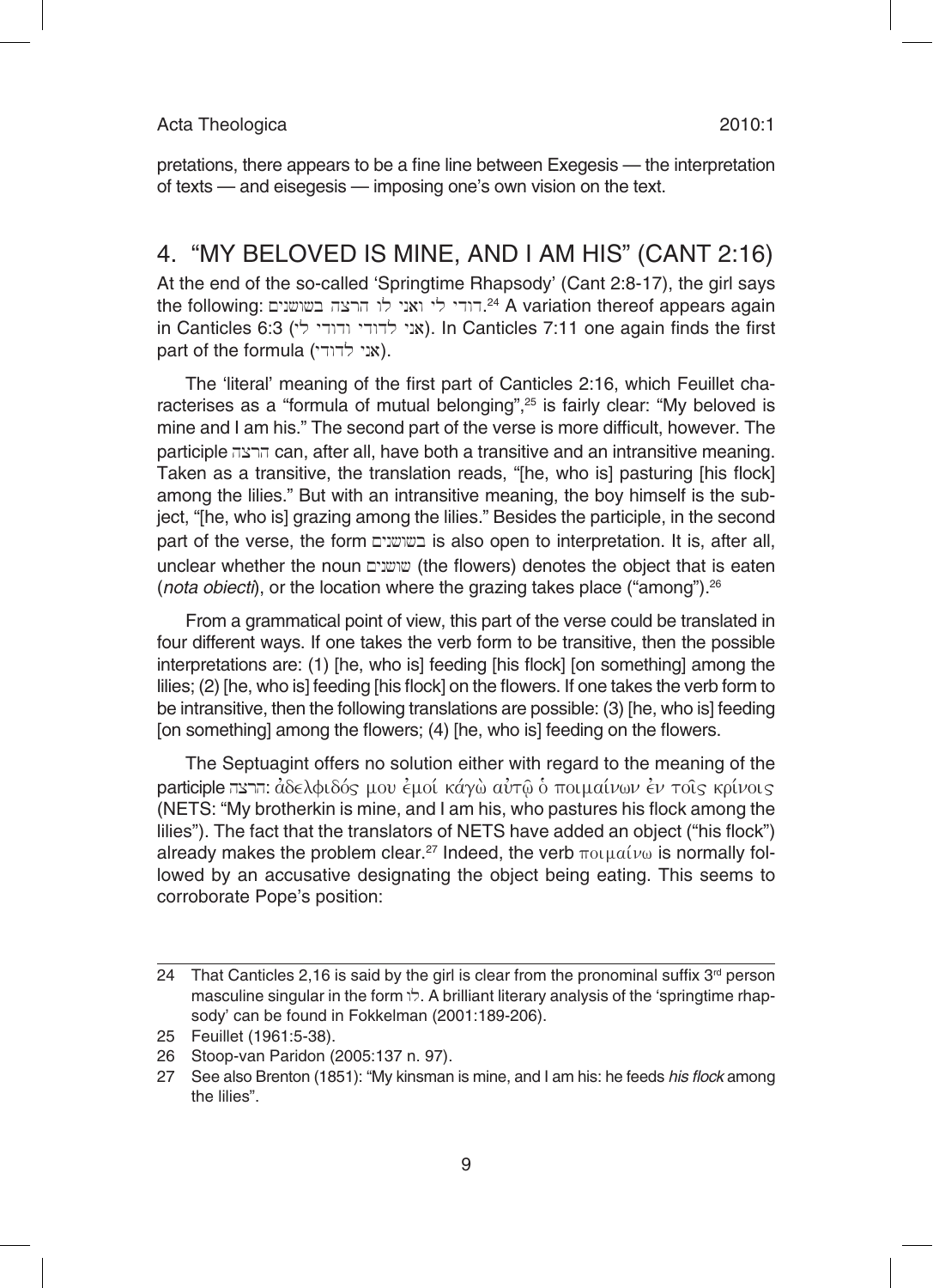pretations, there appears to be a fine line between Exegesis — the interpretation of texts — and eisegesis — imposing one's own vision on the text.

## 4. "MY BELOVED IS MINE, AND I AM HIS" (CANT 2:16)

At the end of the so-called 'Springtime Rhapsody' (Cant 2:8-17), the girl says the following: דודי לי ואני לו הרעה בשושנים.[24] A variation thereof appears again in Canticles 6:3 (אני לדודי ודודי לי). In Canticles 7:11 one again finds the first part of the formula (אני לדודי).

The 'literal' meaning of the first part of Canticles 2:16, which Feuillet characterises as a "formula of mutual belonging",[25] is fairly clear: "My beloved is mine and I am his." The second part of the verse is more difficult, however. The participle הרעה can, after all, have both a transitive and an intransitive meaning. Taken as a transitive, the translation reads, "[he, who is] pasturing [his flock] among the lilies." But with an intransitive meaning, the boy himself is the subject, "[he, who is] grazing among the lilies." Besides the participle, in the second part of the verse, the form בשושנים is also open to interpretation. It is, after all, unclear whether the noun שושנים (the flowers) denotes the object that is eaten (*nota obiecti*), or the location where the grazing takes place ("among").[26]

From a grammatical point of view, this part of the verse could be translated in four different ways. If one takes the verb form to be transitive, then the possible interpretations are: (1) [he, who is] feeding [his flock] [on something] among the lilies; (2) [he, who is] feeding [his flock] on the flowers. If one takes the verb form to be intransitive, then the following translations are possible: (3) [he, who is] feeding [on something] among the flowers; (4) [he, who is] feeding on the flowers.

The Septuagint offers no solution either with regard to the meaning of the participle הרעה: ἀδελφιδός μου ἐμοί κἀγὼ αὐτῷ ὁ ποιμαίνων ἐν τοῖς κρίνοις (NETS: "My brotherkin is mine, and I am his, who pastures his flock among the lilies"). The fact that the translators of NETS have added an object ("his flock") already makes the problem clear.[27] Indeed, the verb ποιμαίνω is normally followed by an accusative designating the object being eating. This seems to corroborate Pope's position:

---

24 That Canticles 2,16 is said by the girl is clear from the pronominal suffix 3rd person masculine singular in the form לו. A brilliant literary analysis of the 'springtime rhapsody' can be found in Fokkelman (2001:189-206).

25 Feuillet (1961:5-38).

26 Stoop-van Paridon (2005:137 n. 97).

27 See also Brenton (1851): "My kinsman is mine, and I am his: he feeds *his flock* among the lilies".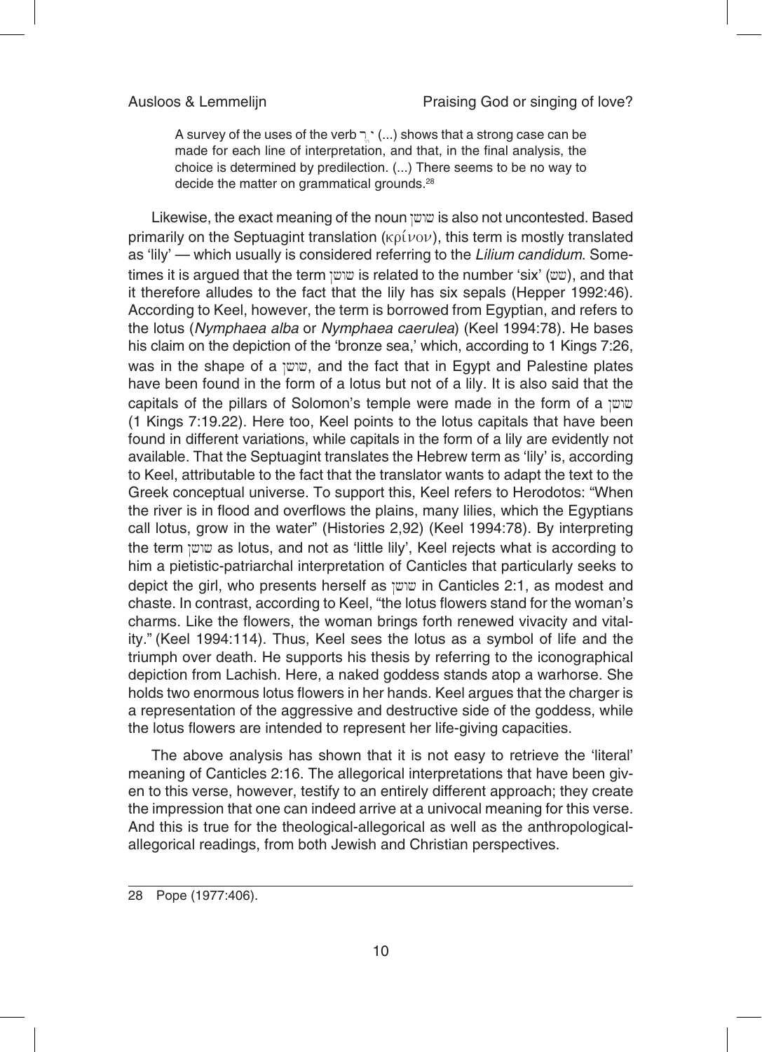> A survey of the uses of the verb רָי (...) shows that a strong case can be made for each line of interpretation, and that, in the final analysis, the choice is determined by predilection. (...) There seems to be no way to decide the matter on grammatical grounds.[28]

Likewise, the exact meaning of the noun שושן is also not uncontested. Based primarily on the Septuagint translation (κρίνον), this term is mostly translated as 'lily' — which usually is considered referring to the *Lilium candidum*. Sometimes it is argued that the term שושן is related to the number 'six' (שש), and that it therefore alludes to the fact that the lily has six sepals (Hepper 1992:46). According to Keel, however, the term is borrowed from Egyptian, and refers to the lotus (*Nymphaea alba* or *Nymphaea caerulea*) (Keel 1994:78). He bases his claim on the depiction of the 'bronze sea,' which, according to 1 Kings 7:26, was in the shape of a שושן, and the fact that in Egypt and Palestine plates have been found in the form of a lotus but not of a lily. It is also said that the capitals of the pillars of Solomon's temple were made in the form of a שושן (1 Kings 7:19.22). Here too, Keel points to the lotus capitals that have been found in different variations, while capitals in the form of a lily are evidently not available. That the Septuagint translates the Hebrew term as 'lily' is, according to Keel, attributable to the fact that the translator wants to adapt the text to the Greek conceptual universe. To support this, Keel refers to Herodotos: "When the river is in flood and overflows the plains, many lilies, which the Egyptians call lotus, grow in the water" (Histories 2,92) (Keel 1994:78). By interpreting the term שושן as lotus, and not as 'little lily', Keel rejects what is according to him a pietistic-patriarchal interpretation of Canticles that particularly seeks to depict the girl, who presents herself as שושן in Canticles 2:1, as modest and chaste. In contrast, according to Keel, "the lotus flowers stand for the woman's charms. Like the flowers, the woman brings forth renewed vivacity and vitality." (Keel 1994:114). Thus, Keel sees the lotus as a symbol of life and the triumph over death. He supports his thesis by referring to the iconographical depiction from Lachish. Here, a naked goddess stands atop a warhorse. She holds two enormous lotus flowers in her hands. Keel argues that the charger is a representation of the aggressive and destructive side of the goddess, while the lotus flowers are intended to represent her life-giving capacities.

The above analysis has shown that it is not easy to retrieve the 'literal' meaning of Canticles 2:16. The allegorical interpretations that have been given to this verse, however, testify to an entirely different approach; they create the impression that one can indeed arrive at a univocal meaning for this verse. And this is true for the theological-allegorical as well as the anthropological-allegorical readings, from both Jewish and Christian perspectives.

---

28 Pope (1977:406).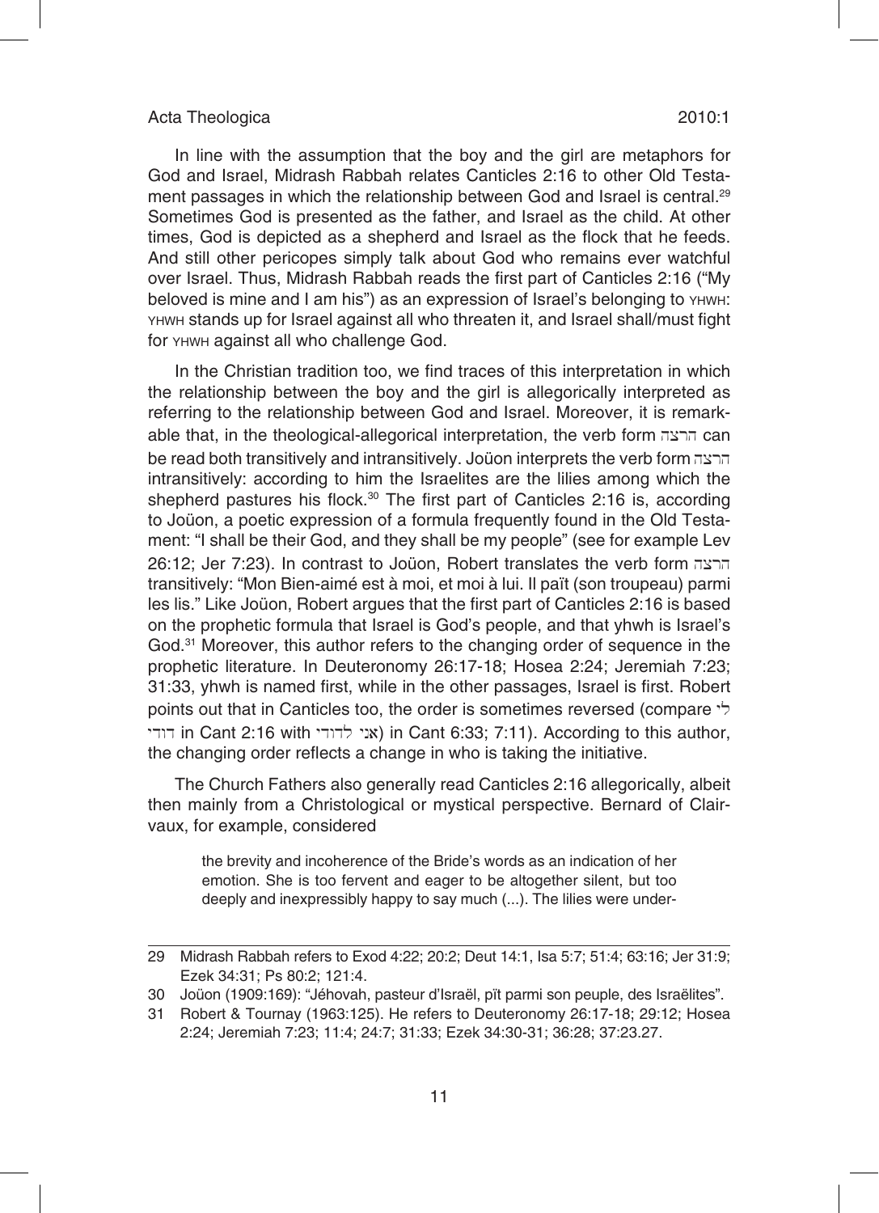In line with the assumption that the boy and the girl are metaphors for God and Israel, Midrash Rabbah relates Canticles 2:16 to other Old Testament passages in which the relationship between God and Israel is central.[29] Sometimes God is presented as the father, and Israel as the child. At other times, God is depicted as a shepherd and Israel as the flock that he feeds. And still other pericopes simply talk about God who remains ever watchful over Israel. Thus, Midrash Rabbah reads the first part of Canticles 2:16 ("My beloved is mine and I am his") as an expression of Israel's belonging to YHWH: YHWH stands up for Israel against all who threaten it, and Israel shall/must fight for YHWH against all who challenge God.

In the Christian tradition too, we find traces of this interpretation in which the relationship between the boy and the girl is allegorically interpreted as referring to the relationship between God and Israel. Moreover, it is remarkable that, in the theological-allegorical interpretation, the verb form הרצה can be read both transitively and intransitively. Joüon interprets the verb form הרצה intransitively: according to him the Israelites are the lilies among which the shepherd pastures his flock.[30] The first part of Canticles 2:16 is, according to Joüon, a poetic expression of a formula frequently found in the Old Testament: "I shall be their God, and they shall be my people" (see for example Lev 26:12; Jer 7:23). In contrast to Joüon, Robert translates the verb form הרצה transitively: "Mon Bien-aimé est à moi, et moi à lui. Il paït (son troupeau) parmi les lis." Like Joüon, Robert argues that the first part of Canticles 2:16 is based on the prophetic formula that Israel is God's people, and that yhwh is Israel's God.[31] Moreover, this author refers to the changing order of sequence in the prophetic literature. In Deuteronomy 26:17-18; Hosea 2:24; Jeremiah 7:23; 31:33, yhwh is named first, while in the other passages, Israel is first. Robert points out that in Canticles too, the order is sometimes reversed (compare דודי לי in Cant 2:16 with אני לדודי) in Cant 6:33; 7:11). According to this author, the changing order reflects a change in who is taking the initiative.

The Church Fathers also generally read Canticles 2:16 allegorically, albeit then mainly from a Christological or mystical perspective. Bernard of Clairvaux, for example, considered

> the brevity and incoherence of the Bride's words as an indication of her emotion. She is too fervent and eager to be altogether silent, but too deeply and inexpressibly happy to say much (...). The lilies were under-

---

29 Midrash Rabbah refers to Exod 4:22; 20:2; Deut 14:1, Isa 5:7; 51:4; 63:16; Jer 31:9; Ezek 34:31; Ps 80:2; 121:4.

30 Joüon (1909:169): "Jéhovah, pasteur d'Israël, pït parmi son peuple, des Israëlites".

31 Robert & Tournay (1963:125). He refers to Deuteronomy 26:17-18; 29:12; Hosea 2:24; Jeremiah 7:23; 11:4; 24:7; 31:33; Ezek 34:30-31; 36:28; 37:23.27.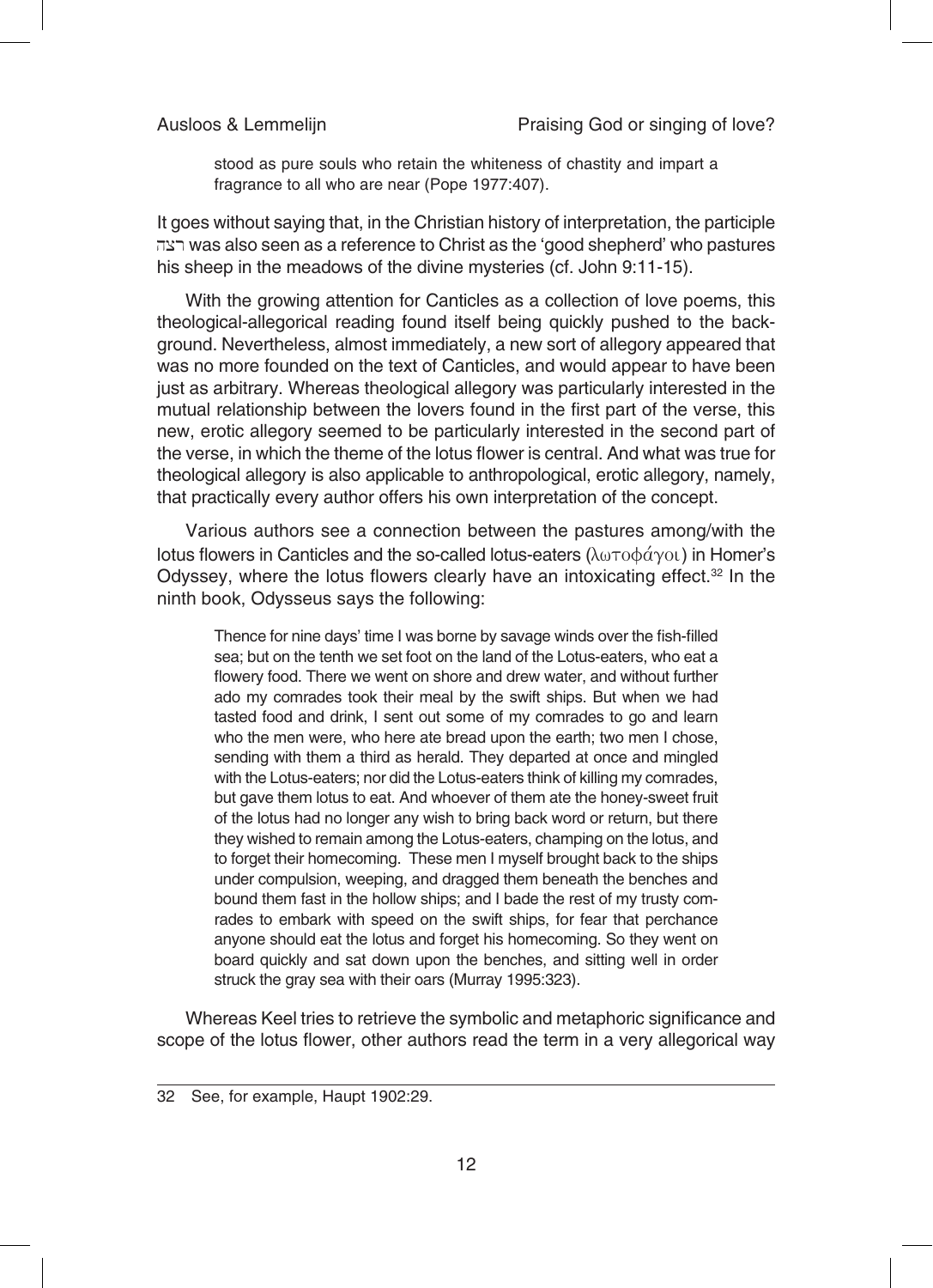> stood as pure souls who retain the whiteness of chastity and impart a fragrance to all who are near (Pope 1977:407).

It goes without saying that, in the Christian history of interpretation, the participle רצה was also seen as a reference to Christ as the 'good shepherd' who pastures his sheep in the meadows of the divine mysteries (cf. John 9:11-15).

With the growing attention for Canticles as a collection of love poems, this theological-allegorical reading found itself being quickly pushed to the background. Nevertheless, almost immediately, a new sort of allegory appeared that was no more founded on the text of Canticles, and would appear to have been just as arbitrary. Whereas theological allegory was particularly interested in the mutual relationship between the lovers found in the first part of the verse, this new, erotic allegory seemed to be particularly interested in the second part of the verse, in which the theme of the lotus flower is central. And what was true for theological allegory is also applicable to anthropological, erotic allegory, namely, that practically every author offers his own interpretation of the concept.

Various authors see a connection between the pastures among/with the lotus flowers in Canticles and the so-called lotus-eaters (λωτοφάγοι) in Homer's Odyssey, where the lotus flowers clearly have an intoxicating effect.[32] In the ninth book, Odysseus says the following:

> Thence for nine days' time I was borne by savage winds over the fish-filled sea; but on the tenth we set foot on the land of the Lotus-eaters, who eat a flowery food. There we went on shore and drew water, and without further ado my comrades took their meal by the swift ships. But when we had tasted food and drink, I sent out some of my comrades to go and learn who the men were, who here ate bread upon the earth; two men I chose, sending with them a third as herald. They departed at once and mingled with the Lotus-eaters; nor did the Lotus-eaters think of killing my comrades, but gave them lotus to eat. And whoever of them ate the honey-sweet fruit of the lotus had no longer any wish to bring back word or return, but there they wished to remain among the Lotus-eaters, champing on the lotus, and to forget their homecoming. These men I myself brought back to the ships under compulsion, weeping, and dragged them beneath the benches and bound them fast in the hollow ships; and I bade the rest of my trusty comrades to embark with speed on the swift ships, for fear that perchance anyone should eat the lotus and forget his homecoming. So they went on board quickly and sat down upon the benches, and sitting well in order struck the gray sea with their oars (Murray 1995:323).

Whereas Keel tries to retrieve the symbolic and metaphoric significance and scope of the lotus flower, other authors read the term in a very allegorical way

---

32 See, for example, Haupt 1902:29.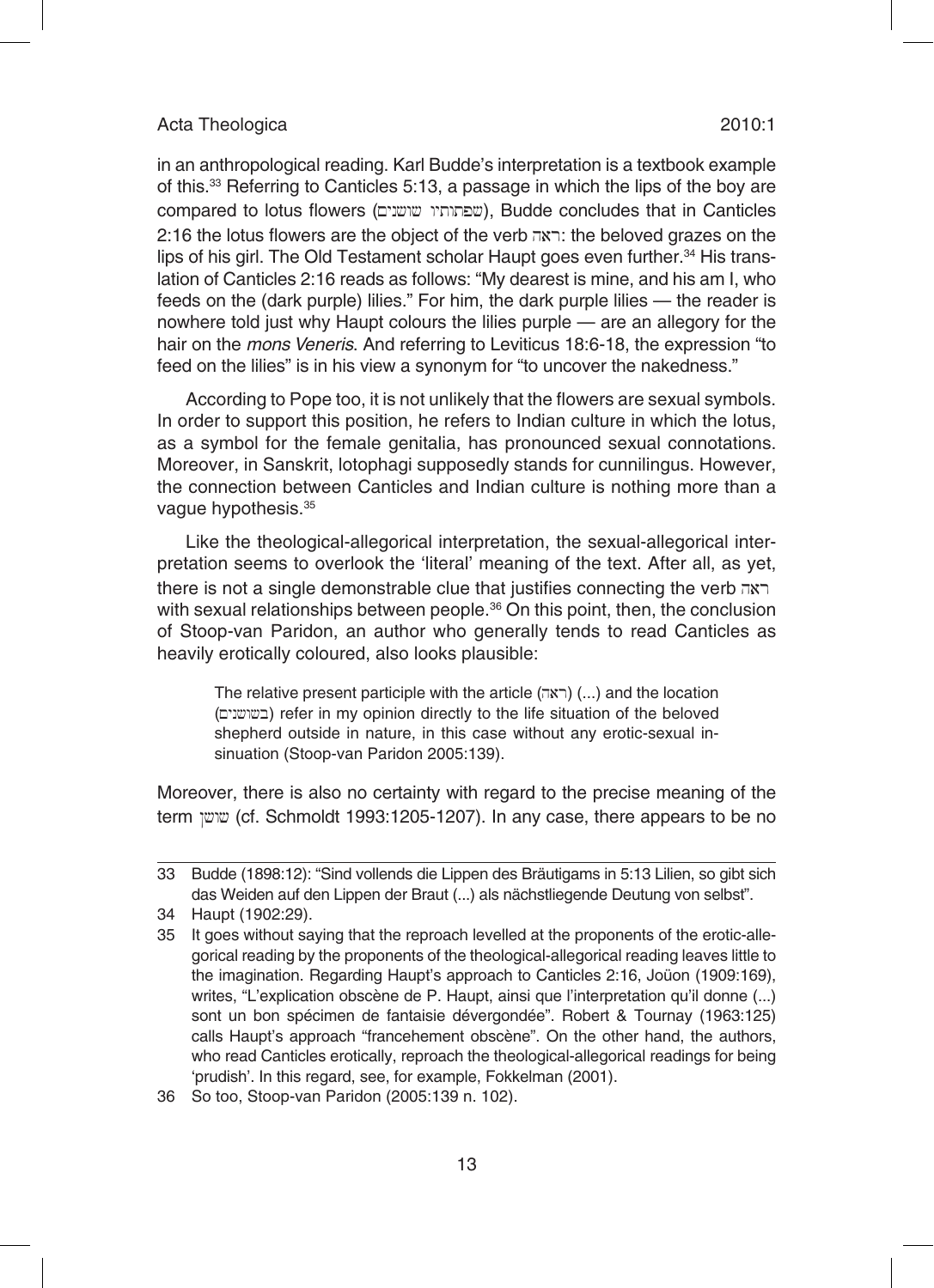in an anthropological reading. Karl Budde's interpretation is a textbook example of this.[33] Referring to Canticles 5:13, a passage in which the lips of the boy are compared to lotus flowers (שפתותיו שושנים), Budde concludes that in Canticles 2:16 the lotus flowers are the object of the verb ראה: the beloved grazes on the lips of his girl. The Old Testament scholar Haupt goes even further.[34] His translation of Canticles 2:16 reads as follows: "My dearest is mine, and his am I, who feeds on the (dark purple) lilies." For him, the dark purple lilies — the reader is nowhere told just why Haupt colours the lilies purple — are an allegory for the hair on the *mons Veneris*. And referring to Leviticus 18:6-18, the expression "to feed on the lilies" is in his view a synonym for "to uncover the nakedness."

According to Pope too, it is not unlikely that the flowers are sexual symbols. In order to support this position, he refers to Indian culture in which the lotus, as a symbol for the female genitalia, has pronounced sexual connotations. Moreover, in Sanskrit, lotophagi supposedly stands for cunnilingus. However, the connection between Canticles and Indian culture is nothing more than a vague hypothesis.[35]

Like the theological-allegorical interpretation, the sexual-allegorical interpretation seems to overlook the 'literal' meaning of the text. After all, as yet, there is not a single demonstrable clue that justifies connecting the verb ראה with sexual relationships between people.[36] On this point, then, the conclusion of Stoop-van Paridon, an author who generally tends to read Canticles as heavily erotically coloured, also looks plausible:

> The relative present participle with the article (הרעה) (...) and the location (בשושנים) refer in my opinion directly to the life situation of the beloved shepherd outside in nature, in this case without any erotic-sexual insinuation (Stoop-van Paridon 2005:139).

Moreover, there is also no certainty with regard to the precise meaning of the term שושן (cf. Schmoldt 1993:1205-1207). In any case, there appears to be no

---

33 Budde (1898:12): "Sind vollends die Lippen des Bräutigams in 5:13 Lilien, so gibt sich das Weiden auf den Lippen der Braut (...) als nächstliegende Deutung von selbst".

34 Haupt (1902:29).

35 It goes without saying that the reproach levelled at the proponents of the erotic-allegorical reading by the proponents of the theological-allegorical reading leaves little to the imagination. Regarding Haupt's approach to Canticles 2:16, Joüon (1909:169), writes, "L'explication obscène de P. Haupt, ainsi que l'interpretation qu'il donne (...) sont un bon spécimen de fantaisie dévergondée". Robert & Tournay (1963:125) calls Haupt's approach "francehement obscène". On the other hand, the authors, who read Canticles erotically, reproach the theological-allegorical readings for being 'prudish'. In this regard, see, for example, Fokkelman (2001).

36 So too, Stoop-van Paridon (2005:139 n. 102).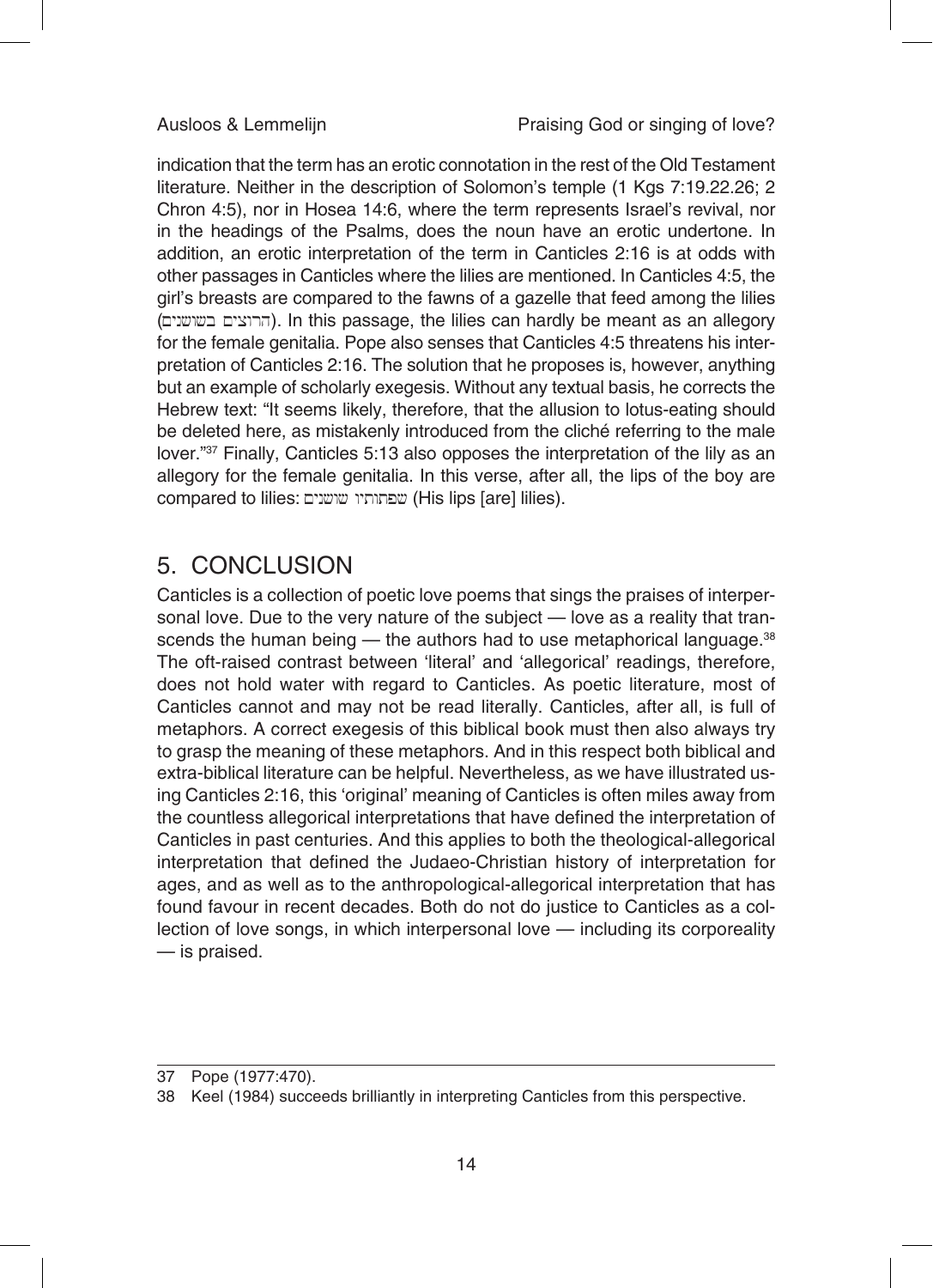indication that the term has an erotic connotation in the rest of the Old Testament literature. Neither in the description of Solomon's temple (1 Kgs 7:19.22.26; 2 Chron 4:5), nor in Hosea 14:6, where the term represents Israel's revival, nor in the headings of the Psalms, does the noun have an erotic undertone. In addition, an erotic interpretation of the term in Canticles 2:16 is at odds with other passages in Canticles where the lilies are mentioned. In Canticles 4:5, the girl's breasts are compared to the fawns of a gazelle that feed among the lilies (הרועים בשושנים). In this passage, the lilies can hardly be meant as an allegory for the female genitalia. Pope also senses that Canticles 4:5 threatens his interpretation of Canticles 2:16. The solution that he proposes is, however, anything but an example of scholarly exegesis. Without any textual basis, he corrects the Hebrew text: "It seems likely, therefore, that the allusion to lotus-eating should be deleted here, as mistakenly introduced from the cliché referring to the male lover."[37] Finally, Canticles 5:13 also opposes the interpretation of the lily as an allegory for the female genitalia. In this verse, after all, the lips of the boy are compared to lilies: שפתותיו שושנים (His lips [are] lilies).

## 5. CONCLUSION

Canticles is a collection of poetic love poems that sings the praises of interpersonal love. Due to the very nature of the subject — love as a reality that transcends the human being — the authors had to use metaphorical language.[38] The oft-raised contrast between 'literal' and 'allegorical' readings, therefore, does not hold water with regard to Canticles. As poetic literature, most of Canticles cannot and may not be read literally. Canticles, after all, is full of metaphors. A correct exegesis of this biblical book must then also always try to grasp the meaning of these metaphors. And in this respect both biblical and extra-biblical literature can be helpful. Nevertheless, as we have illustrated using Canticles 2:16, this 'original' meaning of Canticles is often miles away from the countless allegorical interpretations that have defined the interpretation of Canticles in past centuries. And this applies to both the theological-allegorical interpretation that defined the Judaeo-Christian history of interpretation for ages, and as well as to the anthropological-allegorical interpretation that has found favour in recent decades. Both do not do justice to Canticles as a collection of love songs, in which interpersonal love — including its corporeality — is praised.

---

37 Pope (1977:470).

38 Keel (1984) succeeds brilliantly in interpreting Canticles from this perspective.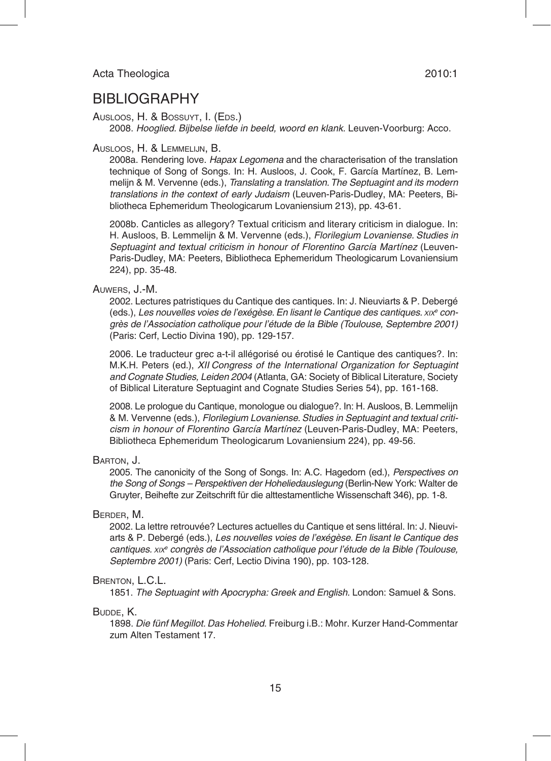## BIBLIOGRAPHY

Ausloos, H. & Bossuyt, I. (Eds.)

2008. *Hooglied. Bijbelse liefde in beeld, woord en klank*. Leuven-Voorburg: Acco.

Ausloos, H. & Lemmelijn, B.

2008a. Rendering love. *Hapax Legomena* and the characterisation of the translation technique of Song of Songs. In: H. Ausloos, J. Cook, F. García Martínez, B. Lemmelijn & M. Vervenne (eds.), *Translating a translation. The Septuagint and its modern translations in the context of early Judaism* (Leuven-Paris-Dudley, MA: Peeters, Bibliotheca Ephemeridum Theologicarum Lovaniensium 213), pp. 43-61.

2008b. Canticles as allegory? Textual criticism and literary criticism in dialogue. In: H. Ausloos, B. Lemmelijn & M. Vervenne (eds.), *Florilegium Lovaniense. Studies in Septuagint and textual criticism in honour of Florentino García Martínez* (Leuven-Paris-Dudley, MA: Peeters, Bibliotheca Ephemeridum Theologicarum Lovaniensium 224), pp. 35-48.

Auwers, J.-M.

2002. Lectures patristiques du Cantique des cantiques. In: J. Nieuviarts & P. Debergé (eds.), *Les nouvelles voies de l'exégèse. En lisant le Cantique des cantiques. xix^e congrès de l'Association catholique pour l'étude de la Bible (Toulouse, Septembre 2001)* (Paris: Cerf, Lectio Divina 190), pp. 129-157.

2006. Le traducteur grec a-t-il allégorisé ou érotisé le Cantique des cantiques?. In: M.K.H. Peters (ed.), *XII Congress of the International Organization for Septuagint and Cognate Studies, Leiden 2004* (Atlanta, GA: Society of Biblical Literature, Society of Biblical Literature Septuagint and Cognate Studies Series 54), pp. 161-168.

2008. Le prologue du Cantique, monologue ou dialogue?. In: H. Ausloos, B. Lemmelijn & M. Vervenne (eds.), *Florilegium Lovaniense. Studies in Septuagint and textual criticism in honour of Florentino García Martínez* (Leuven-Paris-Dudley, MA: Peeters, Bibliotheca Ephemeridum Theologicarum Lovaniensium 224), pp. 49-56.

Barton, J.

2005. The canonicity of the Song of Songs. In: A.C. Hagedorn (ed.), *Perspectives on the Song of Songs – Perspektiven der Hoheliedauslegung* (Berlin-New York: Walter de Gruyter, Beihefte zur Zeitschrift für die alttestamentliche Wissenschaft 346), pp. 1-8.

Berder, M.

2002. La lettre retrouvée? Lectures actuelles du Cantique et sens littéral. In: J. Nieuviarts & P. Debergé (eds.), *Les nouvelles voies de l'exégèse. En lisant le Cantique des cantiques. xix^e congrès de l'Association catholique pour l'étude de la Bible (Toulouse, Septembre 2001)* (Paris: Cerf, Lectio Divina 190), pp. 103-128.

Brenton, L.C.L.

1851. *The Septuagint with Apocrypha: Greek and English.* London: Samuel & Sons.

Budde, K.

1898. *Die fünf Megillot. Das Hohelied*. Freiburg i.B.: Mohr. Kurzer Hand-Commentar zum Alten Testament 17.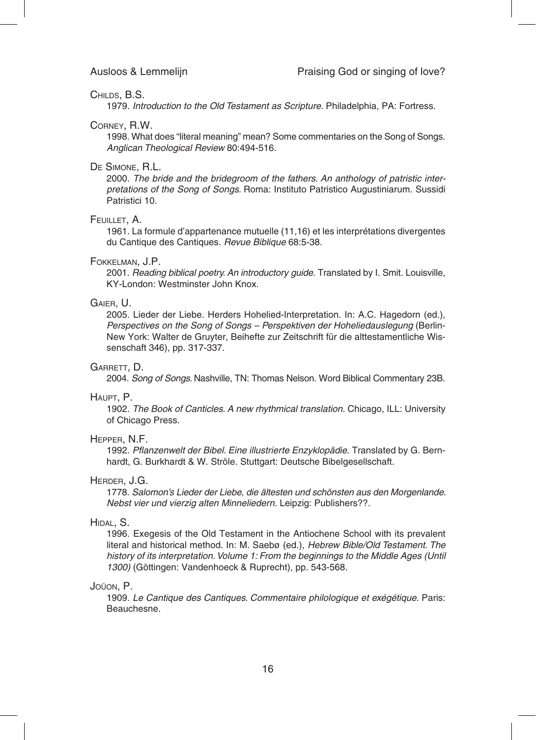Childs, B.S.

1979. *Introduction to the Old Testament as Scripture.* Philadelphia, PA: Fortress.

Corney, R.W.

1998. What does "literal meaning" mean? Some commentaries on the Song of Songs. *Anglican Theological Review* 80:494-516.

De Simone, R.L.

2000. *The bride and the bridegroom of the fathers. An anthology of patristic interpretations of the Song of Songs.* Roma: Instituto Patristico Augustiniarum. Sussidi Patristici 10.

Feuillet, A.

1961. La formule d'appartenance mutuelle (11,16) et les interprétations divergentes du Cantique des Cantiques. *Revue Biblique* 68:5-38.

Fokkelman, J.P.

2001. *Reading biblical poetry. An introductory guide*. Translated by I. Smit. Louisville, KY-London: Westminster John Knox.

Gaier, U.

2005. Lieder der Liebe. Herders Hohelied-Interpretation. In: A.C. Hagedorn (ed.), *Perspectives on the Song of Songs – Perspektiven der Hoheliedauslegung* (Berlin-New York: Walter de Gruyter, Beihefte zur Zeitschrift für die alttestamentliche Wissenschaft 346), pp. 317-337.

Garrett, D.

2004. *Song of Songs*. Nashville, TN: Thomas Nelson. Word Biblical Commentary 23B.

Haupt, P.

1902. *The Book of Canticles. A new rhythmical translation.* Chicago, ILL: University of Chicago Press.

Hepper, N.F.

1992. *Pflanzenwelt der Bibel. Eine illustrierte Enzyklopädie*. Translated by G. Bernhardt, G. Burkhardt & W. Ströle. Stuttgart: Deutsche Bibelgesellschaft.

Herder, J.G.

1778. *Salomon's Lieder der Liebe, die ältesten und schönsten aus den Morgenlande. Nebst vier und vierzig alten Minneliedern.* Leipzig: Publishers??.

Hidal, S.

1996. Exegesis of the Old Testament in the Antiochene School with its prevalent literal and historical method. In: M. Saebø (ed.), *Hebrew Bible/Old Testament. The history of its interpretation. Volume 1: From the beginnings to the Middle Ages (Until 1300)* (Göttingen: Vandenhoeck & Ruprecht), pp. 543-568.

Joüon, P.

1909. *Le Cantique des Cantiques. Commentaire philologique et exégétique.* Paris: Beauchesne.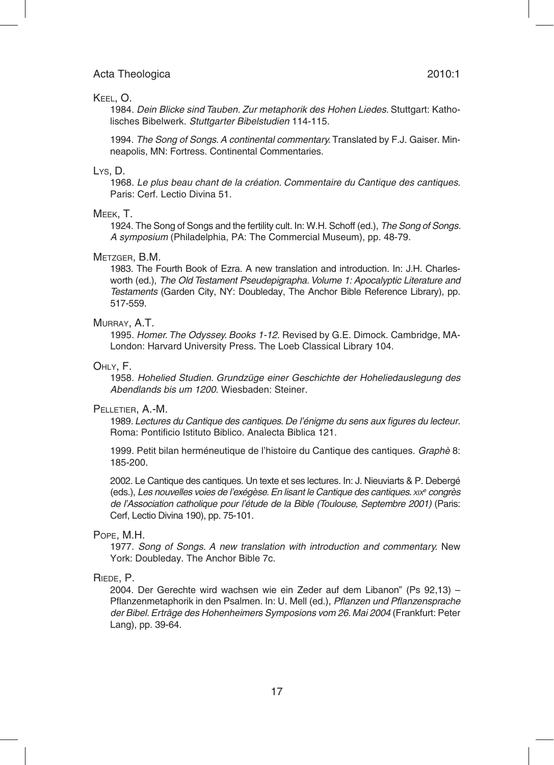Keel, O.

1984. *Dein Blicke sind Tauben. Zur metaphorik des Hohen Liedes*. Stuttgart: Katholisches Bibelwerk. *Stuttgarter Bibelstudien* 114-115.

1994. *The Song of Songs. A continental commentary.* Translated by F.J. Gaiser. Minneapolis, MN: Fortress. Continental Commentaries.

Lys, D.

1968. *Le plus beau chant de la création*. *Commentaire du Cantique des cantiques*. Paris: Cerf. Lectio Divina 51.

Meek, T.

1924. The Song of Songs and the fertility cult. In: W.H. Schoff (ed.), *The Song of Songs. A symposium* (Philadelphia, PA: The Commercial Museum), pp. 48-79.

Metzger, B.M.

1983. The Fourth Book of Ezra. A new translation and introduction. In: J.H. Charlesworth (ed.), *The Old Testament Pseudepigrapha. Volume 1: Apocalyptic Literature and Testaments* (Garden City, NY: Doubleday, The Anchor Bible Reference Library), pp. 517-559.

Murray, A.T.

1995. *Homer. The Odyssey. Books 1-12*. Revised by G.E. Dimock. Cambridge, MA-London: Harvard University Press. The Loeb Classical Library 104.

Ohly, F.

1958. *Hohelied Studien. Grundzüge einer Geschichte der Hoheliedauslegung des Abendlands bis um 1200*. Wiesbaden: Steiner.

Pelletier, A.-M.

1989. *Lectures du Cantique des cantiques. De l'énigme du sens aux figures du lecteur*. Roma: Pontificio Istituto Biblico. Analecta Biblica 121.

1999. Petit bilan herméneutique de l'histoire du Cantique des cantiques. *Graphè* 8: 185-200.

2002. Le Cantique des cantiques. Un texte et ses lectures. In: J. Nieuviarts & P. Debergé (eds.), *Les nouvelles voies de l'exégèse. En lisant le Cantique des cantiques. XIXe congrès de l'Association catholique pour l'étude de la Bible (Toulouse, Septembre 2001)* (Paris: Cerf, Lectio Divina 190), pp. 75-101.

Pope, M.H.

1977. *Song of Songs. A new translation with introduction and commentary.* New York: Doubleday. The Anchor Bible 7c.

Riede, P.

2004. Der Gerechte wird wachsen wie ein Zeder auf dem Libanon" (Ps 92,13) – Pflanzenmetaphorik in den Psalmen. In: U. Mell (ed.), *Pflanzen und Pflanzensprache der Bibel. Erträge des Hohenheimers Symposions vom 26. Mai 2004* (Frankfurt: Peter Lang), pp. 39-64.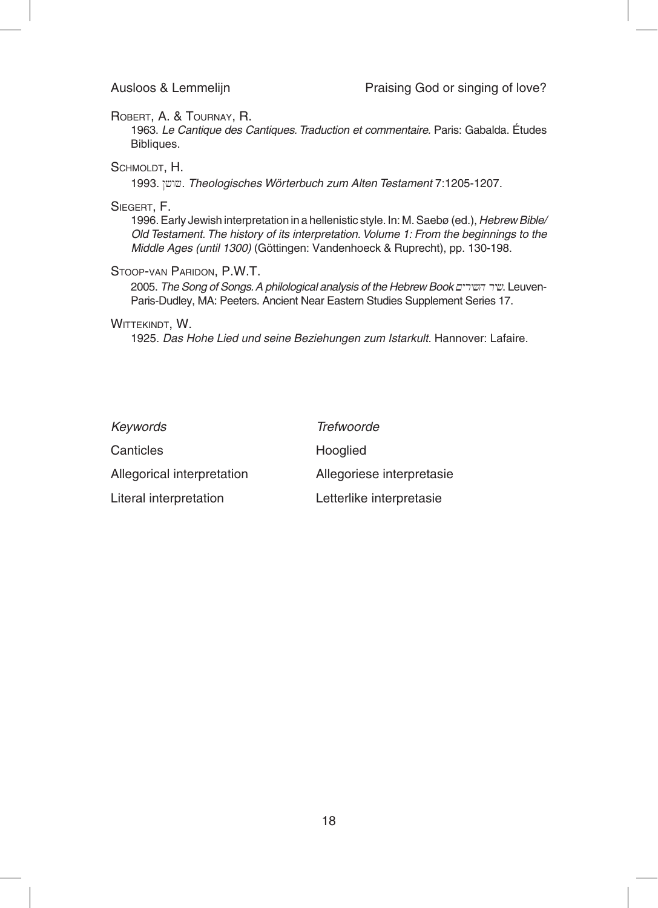ROBERT, A. & TOURNAY, R.

1963. *Le Cantique des Cantiques. Traduction et commentaire.* Paris: Gabalda. Études Bibliques.

SCHMOLDT, H.

1993. שושן. *Theologisches Wörterbuch zum Alten Testament* 7:1205-1207.

SIEGERT, F.

1996. Early Jewish interpretation in a hellenistic style. In: M. Saebø (ed.), *Hebrew Bible/ Old Testament. The history of its interpretation. Volume 1: From the beginnings to the Middle Ages (until 1300)* (Göttingen: Vandenhoeck & Ruprecht), pp. 130-198.

STOOP-VAN PARIDON, P.W.T.

2005. *The Song of Songs. A philological analysis of the Hebrew Book שיר השרים*. Leuven-Paris-Dudley, MA: Peeters. Ancient Near Eastern Studies Supplement Series 17.

WITTEKINDT, W.

1925. *Das Hohe Lied und seine Beziehungen zum Istarkult.* Hannover: Lafaire.

| *Keywords* | *Trefwoorde* |
| --- | --- |
| Canticles | Hooglied |
| Allegorical interpretation | Allegoriese interpretasie |
| Literal interpretation | Letterlike interpretasie |